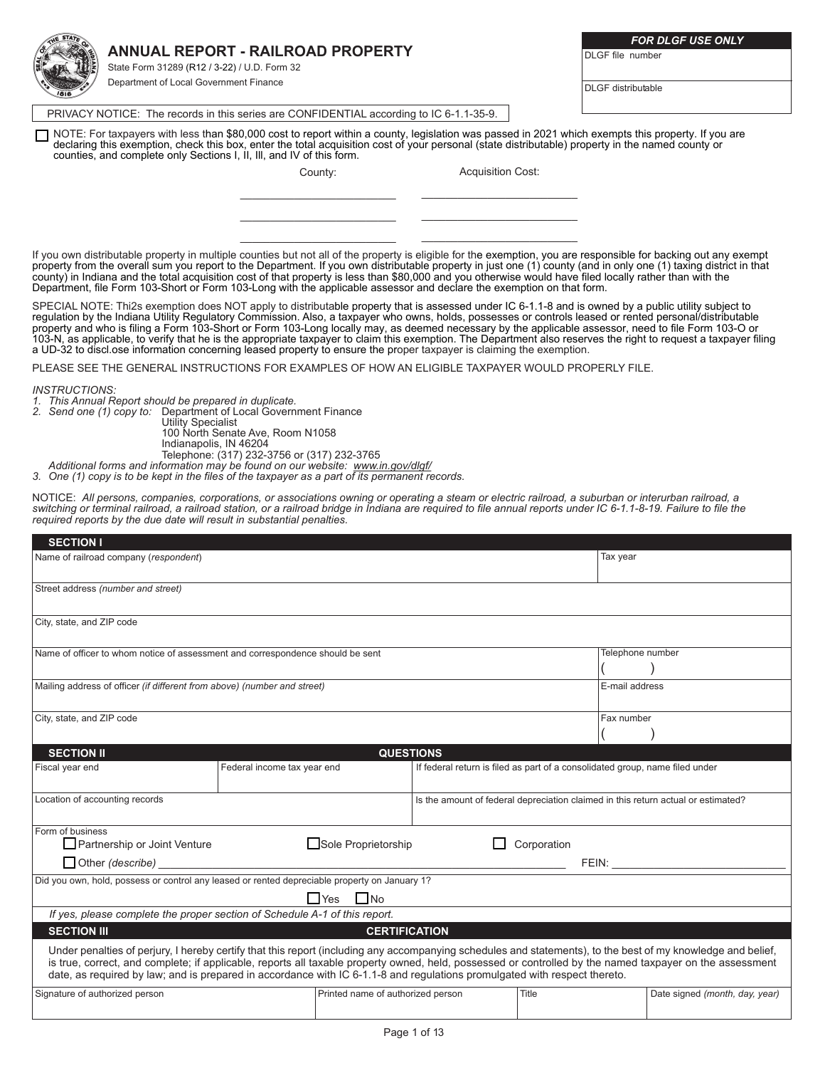# ANNUAL REPORT - RAILROAD PROPERTY

State Form 31289 (R12 / 3-22) / U.D. Form 32
Department of Local Government Finance

| FOR DLGF USE ONLY |
|---|
| DLGF file number |
| DLGF distributable |

PRIVACY NOTICE: The records in this series are CONFIDENTIAL according to IC 6-1.1-35-9.

☐ NOTE: For taxpayers with less than $80,000 cost to report within a county, legislation was passed in 2021 which exempts this property. If you are declaring this exemption, check this box, enter the total acquisition cost of your personal (state distributable) property in the named county or counties, and complete only Sections I, II, III, and IV of this form.

| County: | Acquisition Cost: |
|---|---|
| | |
| | |
| | |

If you own distributable property in multiple counties but not all of the property is eligible for the exemption, you are responsible for backing out any exempt property from the overall sum you report to the Department. If you own distributable property in just one (1) county (and in only one (1) taxing district in that county) in Indiana and the total acquisition cost of that property is less than $80,000 and you otherwise would have filed locally rather than with the Department, file Form 103-Short or Form 103-Long with the applicable assessor and declare the exemption on that form.

SPECIAL NOTE: Thi2s exemption does NOT apply to distributable property that is assessed under IC 6-1.1-8 and is owned by a public utility subject to regulation by the Indiana Utility Regulatory Commission. Also, a taxpayer who owns, holds, possesses or controls leased or rented personal/distributable property and who is filing a Form 103-Short or Form 103-Long locally may, as deemed necessary by the applicable assessor, need to file Form 103-O or 103-N, as applicable, to verify that he is the appropriate taxpayer to claim this exemption. The Department also reserves the right to request a taxpayer filing a UD-32 to discl.ose information concerning leased property to ensure the proper taxpayer is claiming the exemption.

PLEASE SEE THE GENERAL INSTRUCTIONS FOR EXAMPLES OF HOW AN ELIGIBLE TAXPAYER WOULD PROPERLY FILE.

*INSTRUCTIONS:*

1. *This Annual Report should be prepared in duplicate.*
2. *Send one (1) copy to:* Department of Local Government Finance
   Utility Specialist
   100 North Senate Ave, Room N1058
   Indianapolis, IN 46204
   Telephone: (317) 232-3756 or (317) 232-3765
   *Additional forms and information may be found on our website: www.in.gov/dlgf/*
3. *One (1) copy is to be kept in the files of the taxpayer as a part of its permanent records.*

NOTICE: *All persons, companies, corporations, or associations owning or operating a steam or electric railroad, a suburban or interurban railroad, a switching or terminal railroad, a railroad station, or a railroad bridge in Indiana are required to file annual reports under IC 6-1.1-8-19. Failure to file the required reports by the due date will result in substantial penalties.*

## SECTION I

| Name of railroad company (*respondent*) | Tax year |
|---|---|
| Street address *(number and street)* | |
| City, state, and ZIP code | |
| Name of officer to whom notice of assessment and correspondence should be sent | Telephone number ( ) |
| Mailing address of officer *(if different from above) (number and street)* | E-mail address |
| City, state, and ZIP code | Fax number ( ) |

## SECTION II — QUESTIONS

| Fiscal year end | Federal income tax year end | If federal return is filed as part of a consolidated group, name filed under |
|---|---|---|
| Location of accounting records | | Is the amount of federal depreciation claimed in this return actual or estimated? |

Form of business
☐ Partnership or Joint Venture ☐ Sole Proprietorship ☐ Corporation
☐ Other *(describe)* ______________________ FEIN: ______________

Did you own, hold, possess or control any leased or rented depreciable property on January 1?
☐ Yes ☐ No

*If yes, please complete the proper section of Schedule A-1 of this report.*

## SECTION III — CERTIFICATION

Under penalties of perjury, I hereby certify that this report (including any accompanying schedules and statements), to the best of my knowledge and belief, is true, correct, and complete; if applicable, reports all taxable property owned, held, possessed or controlled by the named taxpayer on the assessment date, as required by law; and is prepared in accordance with IC 6-1.1-8 and regulations promulgated with respect thereto.

| Signature of authorized person | Printed name of authorized person | Title | Date signed *(month, day, year)* |
|---|---|---|---|
| | | | |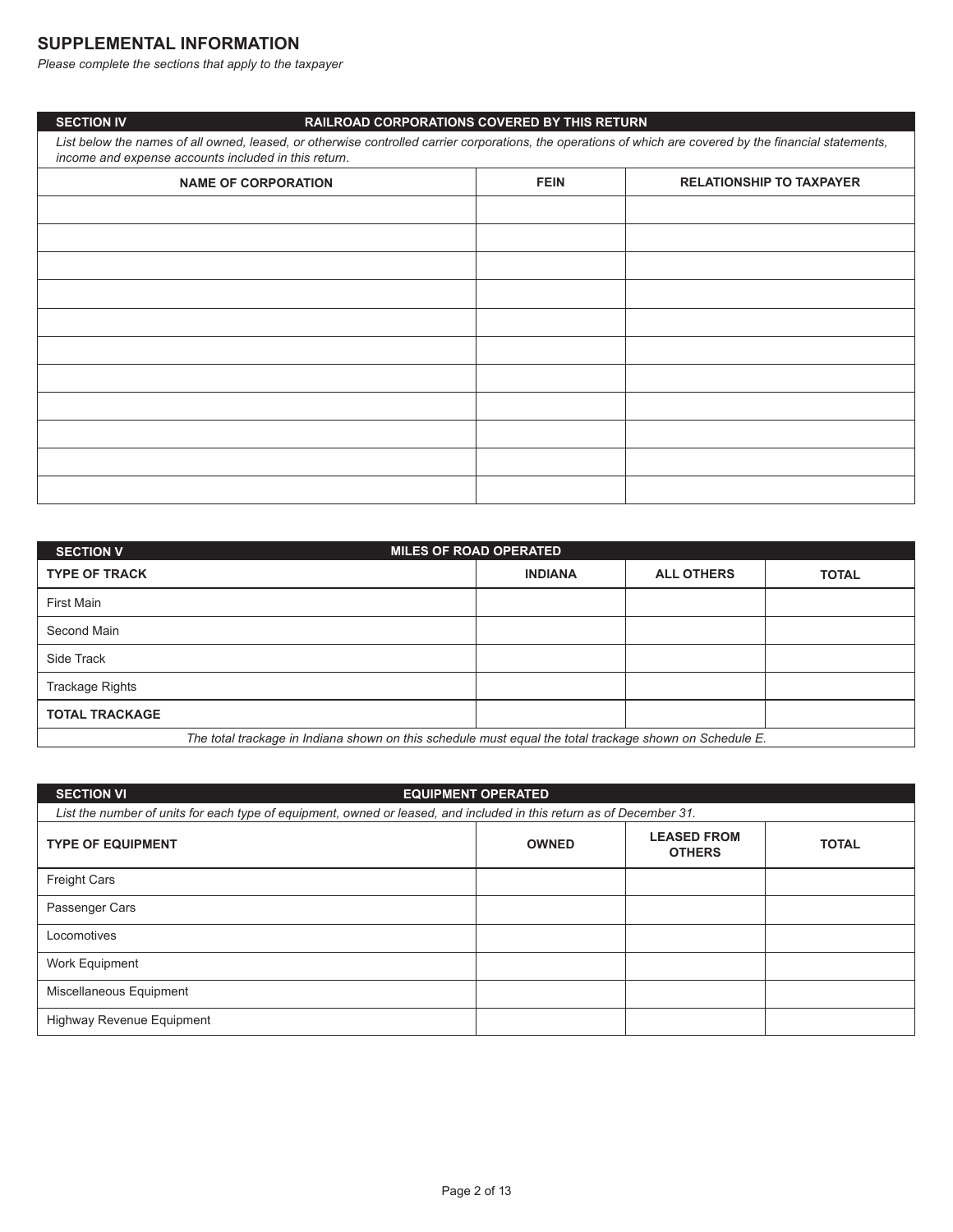## SUPPLEMENTAL INFORMATION

*Please complete the sections that apply to the taxpayer*

### SECTION IV — RAILROAD CORPORATIONS COVERED BY THIS RETURN

*List below the names of all owned, leased, or otherwise controlled carrier corporations, the operations of which are covered by the financial statements, income and expense accounts included in this return.*

| NAME OF CORPORATION | FEIN | RELATIONSHIP TO TAXPAYER |
|---|---|---|
| | | |
| | | |
| | | |
| | | |
| | | |
| | | |
| | | |
| | | |
| | | |
| | | |
| | | |

### SECTION V — MILES OF ROAD OPERATED

| TYPE OF TRACK | INDIANA | ALL OTHERS | TOTAL |
|---|---|---|---|
| First Main | | | |
| Second Main | | | |
| Side Track | | | |
| Trackage Rights | | | |
| **TOTAL TRACKAGE** | | | |

*The total trackage in Indiana shown on this schedule must equal the total trackage shown on Schedule E.*

### SECTION VI — EQUIPMENT OPERATED

*List the number of units for each type of equipment, owned or leased, and included in this return as of December 31.*

| TYPE OF EQUIPMENT | OWNED | LEASED FROM OTHERS | TOTAL |
|---|---|---|---|
| Freight Cars | | | |
| Passenger Cars | | | |
| Locomotives | | | |
| Work Equipment | | | |
| Miscellaneous Equipment | | | |
| Highway Revenue Equipment | | | |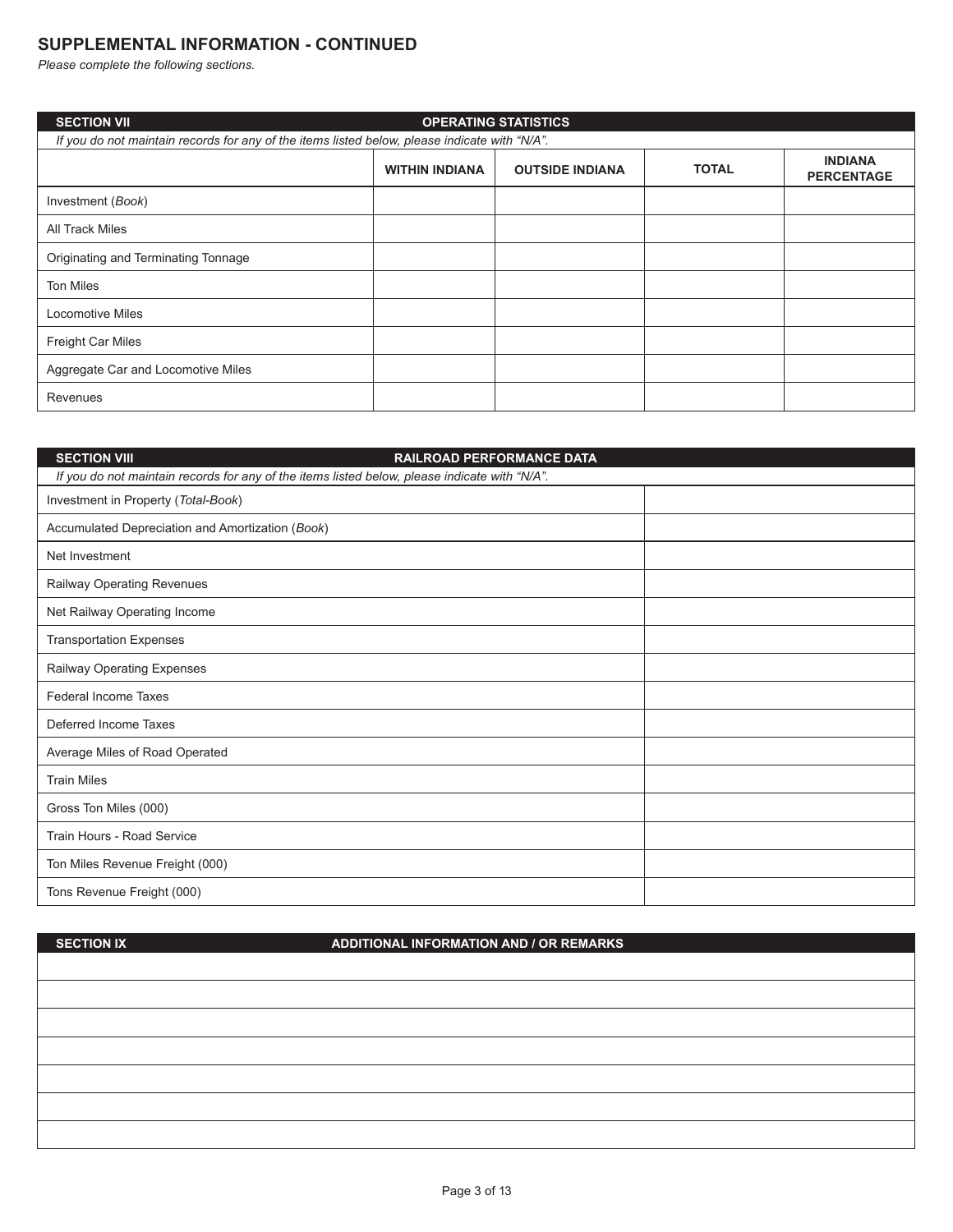## SUPPLEMENTAL INFORMATION - CONTINUED

*Please complete the following sections.*

**SECTION VII — OPERATING STATISTICS**

*If you do not maintain records for any of the items listed below, please indicate with “N/A”.*

| | WITHIN INDIANA | OUTSIDE INDIANA | TOTAL | INDIANA PERCENTAGE |
|---|---|---|---|---|
| Investment (*Book*) | | | | |
| All Track Miles | | | | |
| Originating and Terminating Tonnage | | | | |
| Ton Miles | | | | |
| Locomotive Miles | | | | |
| Freight Car Miles | | | | |
| Aggregate Car and Locomotive Miles | | | | |
| Revenues | | | | |

**SECTION VIII — RAILROAD PERFORMANCE DATA**

*If you do not maintain records for any of the items listed below, please indicate with “N/A”.*

| | |
|---|---|
| Investment in Property (*Total-Book*) | |
| Accumulated Depreciation and Amortization (*Book*) | |
| Net Investment | |
| Railway Operating Revenues | |
| Net Railway Operating Income | |
| Transportation Expenses | |
| Railway Operating Expenses | |
| Federal Income Taxes | |
| Deferred Income Taxes | |
| Average Miles of Road Operated | |
| Train Miles | |
| Gross Ton Miles (000) | |
| Train Hours - Road Service | |
| Ton Miles Revenue Freight (000) | |
| Tons Revenue Freight (000) | |

**SECTION IX — ADDITIONAL INFORMATION AND / OR REMARKS**

| |
|---|
| |
| |
| |
| |
| |
| |
| |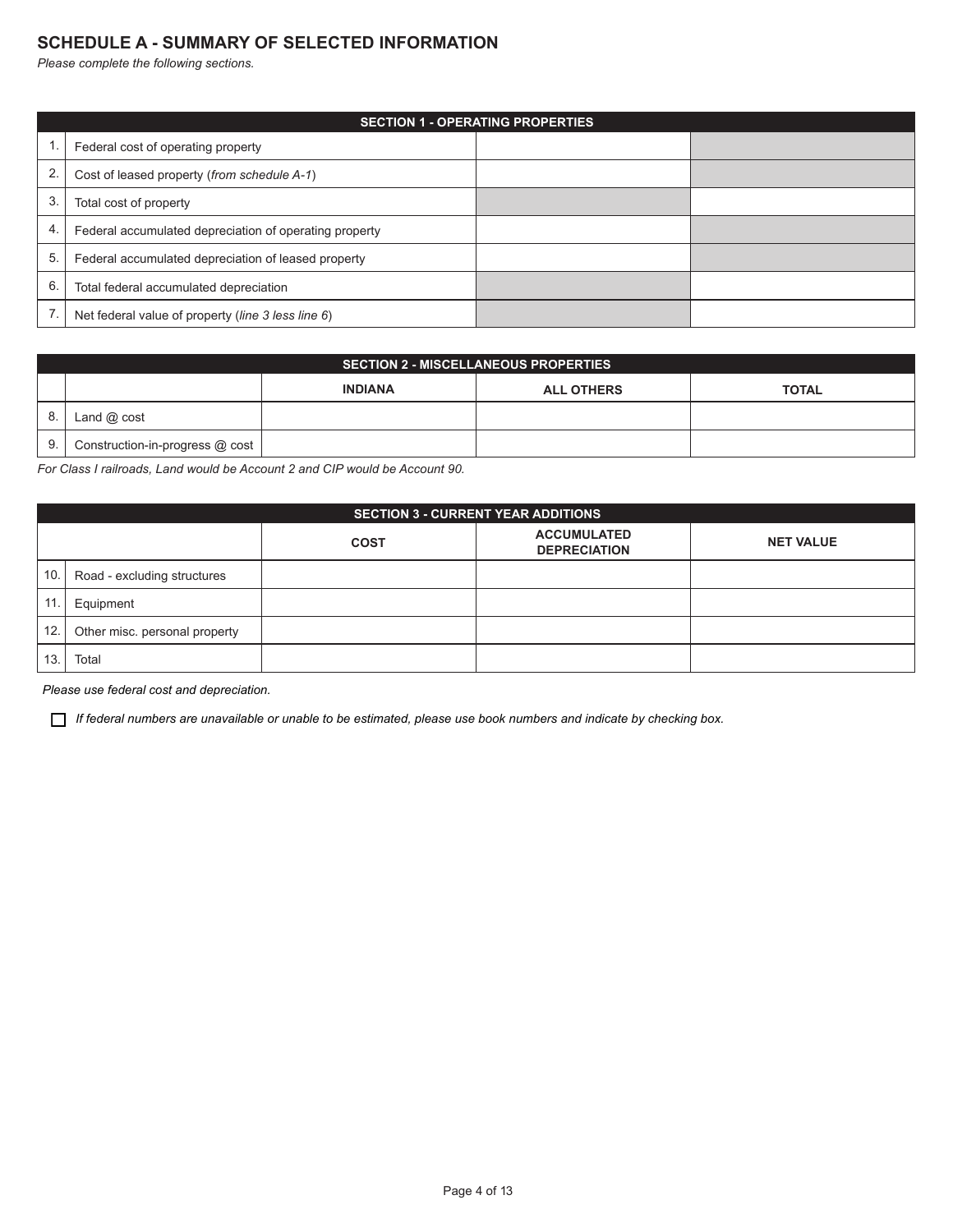## SCHEDULE A - SUMMARY OF SELECTED INFORMATION

*Please complete the following sections.*

| SECTION 1 - OPERATING PROPERTIES | | | |
|---|---|---|---|
| 1. | Federal cost of operating property | | |
| 2. | Cost of leased property (*from schedule A-1*) | | |
| 3. | Total cost of property | | |
| 4. | Federal accumulated depreciation of operating property | | |
| 5. | Federal accumulated depreciation of leased property | | |
| 6. | Total federal accumulated depreciation | | |
| 7. | Net federal value of property (*line 3 less line 6*) | | |

| SECTION 2 - MISCELLANEOUS PROPERTIES | | | | |
|---|---|---|---|---|
| | | **INDIANA** | **ALL OTHERS** | **TOTAL** |
| 8. | Land @ cost | | | |
| 9. | Construction-in-progress @ cost | | | |

*For Class I railroads, Land would be Account 2 and CIP would be Account 90.*

| SECTION 3 - CURRENT YEAR ADDITIONS | | | | |
|---|---|---|---|---|
| | | **COST** | **ACCUMULATED DEPRECIATION** | **NET VALUE** |
| 10. | Road - excluding structures | | | |
| 11. | Equipment | | | |
| 12. | Other misc. personal property | | | |
| 13. | Total | | | |

*Please use federal cost and depreciation.*

☐ *If federal numbers are unavailable or unable to be estimated, please use book numbers and indicate by checking box.*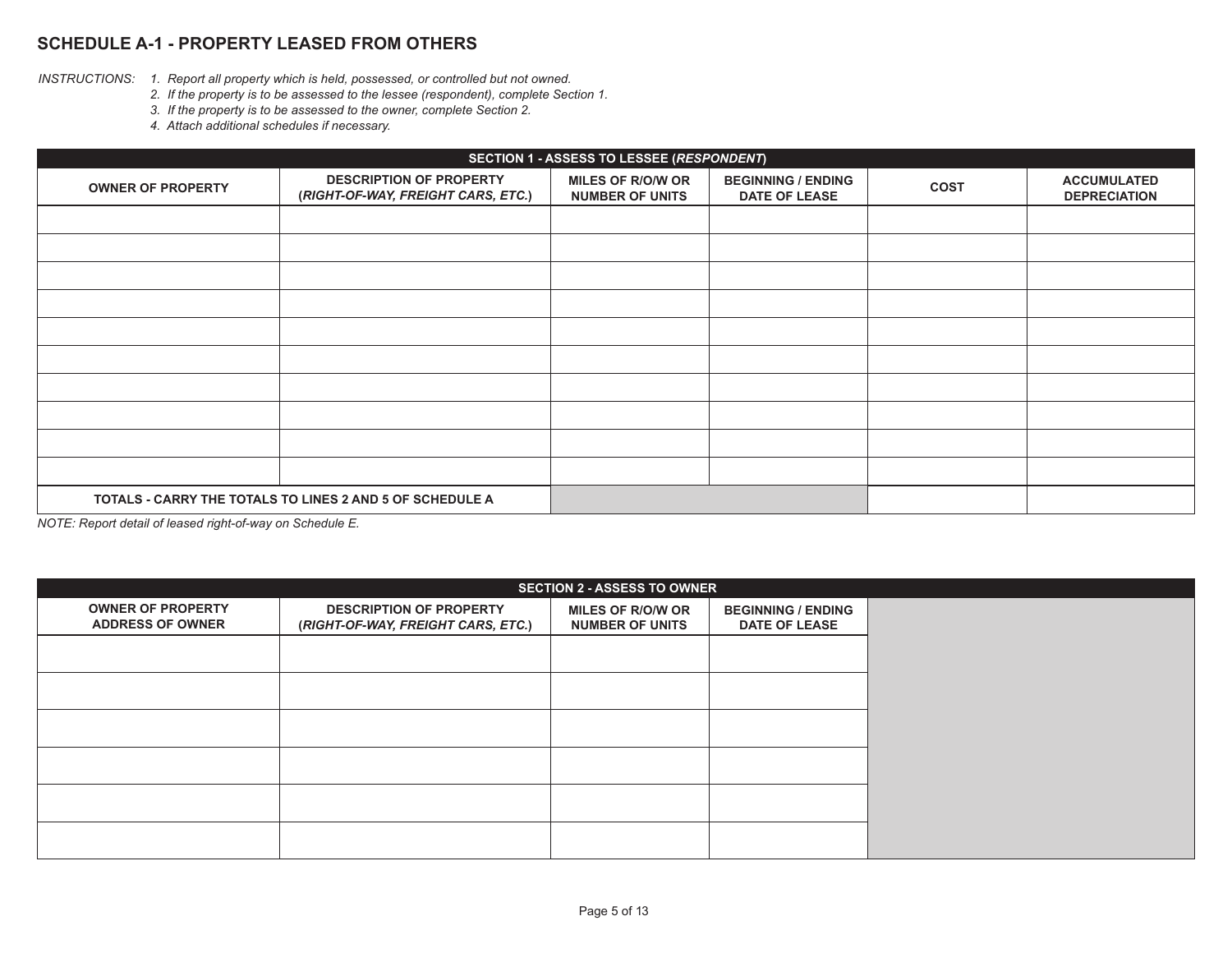## SCHEDULE A-1 - PROPERTY LEASED FROM OTHERS

*INSTRUCTIONS:*
1. *Report all property which is held, possessed, or controlled but not owned.*
2. *If the property is to be assessed to the lessee (respondent), complete Section 1.*
3. *If the property is to be assessed to the owner, complete Section 2.*
4. *Attach additional schedules if necessary.*

**SECTION 1 - ASSESS TO LESSEE (*RESPONDENT*)**

| OWNER OF PROPERTY | DESCRIPTION OF PROPERTY (*RIGHT-OF-WAY, FREIGHT CARS, ETC.*) | MILES OF R/O/W OR NUMBER OF UNITS | BEGINNING / ENDING DATE OF LEASE | COST | ACCUMULATED DEPRECIATION |
|---|---|---|---|---|---|
| | | | | | |
| | | | | | |
| | | | | | |
| | | | | | |
| | | | | | |
| | | | | | |
| | | | | | |
| | | | | | |
| | | | | | |
| | | | | | |
| **TOTALS - CARRY THE TOTALS TO LINES 2 AND 5 OF SCHEDULE A** | | | | | |

*NOTE: Report detail of leased right-of-way on Schedule E.*

**SECTION 2 - ASSESS TO OWNER**

| OWNER OF PROPERTY ADDRESS OF OWNER | DESCRIPTION OF PROPERTY (*RIGHT-OF-WAY, FREIGHT CARS, ETC.*) | MILES OF R/O/W OR NUMBER OF UNITS | BEGINNING / ENDING DATE OF LEASE |
|---|---|---|---|
| | | | |
| | | | |
| | | | |
| | | | |
| | | | |
| | | | |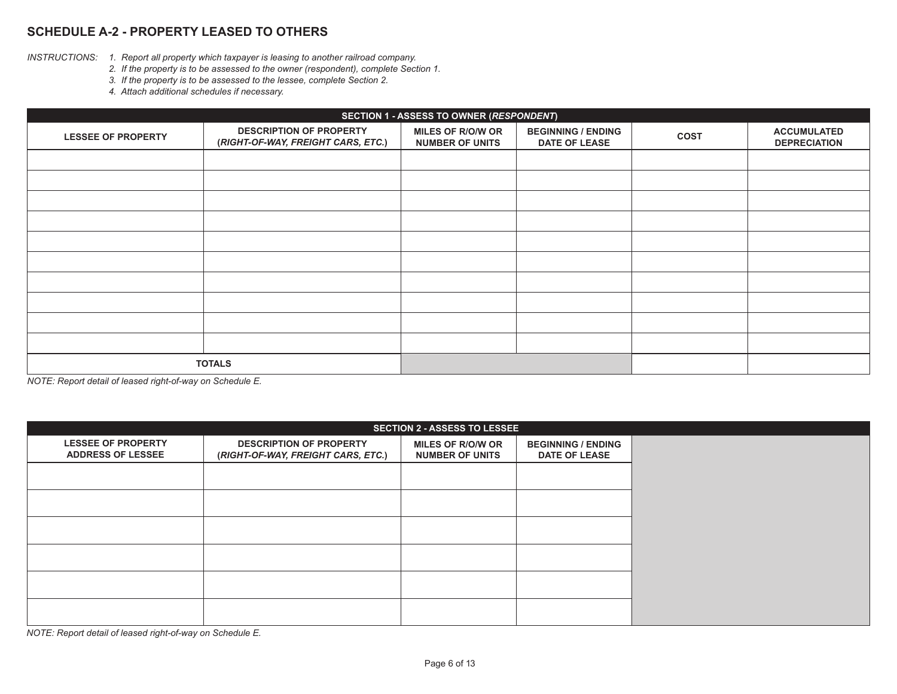## SCHEDULE A-2 - PROPERTY LEASED TO OTHERS

*INSTRUCTIONS:*
1. *Report all property which taxpayer is leasing to another railroad company.*
2. *If the property is to be assessed to the owner (respondent), complete Section 1.*
3. *If the property is to be assessed to the lessee, complete Section 2.*
4. *Attach additional schedules if necessary.*

| SECTION 1 - ASSESS TO OWNER (*RESPONDENT*) | | | | | |
|---|---|---|---|---|---|
| **LESSEE OF PROPERTY** | **DESCRIPTION OF PROPERTY (*RIGHT-OF-WAY, FREIGHT CARS, ETC.*)** | **MILES OF R/O/W OR NUMBER OF UNITS** | **BEGINNING / ENDING DATE OF LEASE** | **COST** | **ACCUMULATED DEPRECIATION** |
| | | | | | |
| | | | | | |
| | | | | | |
| | | | | | |
| | | | | | |
| | | | | | |
| | | | | | |
| | | | | | |
| | | | | | |
| | | | | | |
| **TOTALS** | | | | | |

*NOTE: Report detail of leased right-of-way on Schedule E.*

| SECTION 2 - ASSESS TO LESSEE | | | |
|---|---|---|---|
| **LESSEE OF PROPERTY ADDRESS OF LESSEE** | **DESCRIPTION OF PROPERTY (*RIGHT-OF-WAY, FREIGHT CARS, ETC.*)** | **MILES OF R/O/W OR NUMBER OF UNITS** | **BEGINNING / ENDING DATE OF LEASE** |
| | | | |
| | | | |
| | | | |
| | | | |
| | | | |
| | | | |

*NOTE: Report detail of leased right-of-way on Schedule E.*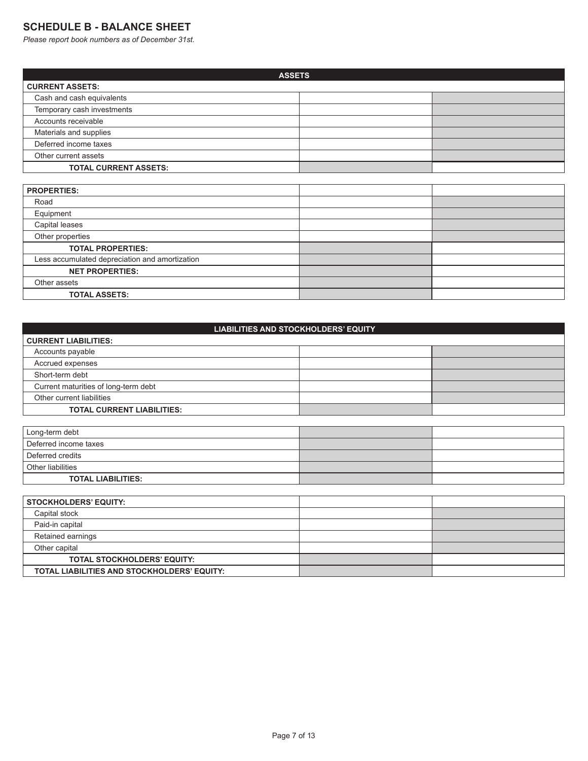## SCHEDULE B - BALANCE SHEET

*Please report book numbers as of December 31st.*

| ASSETS | | |
|---|---|---|
| **CURRENT ASSETS:** | | |
| Cash and cash equivalents | | |
| Temporary cash investments | | |
| Accounts receivable | | |
| Materials and supplies | | |
| Deferred income taxes | | |
| Other current assets | | |
| **TOTAL CURRENT ASSETS:** | | |
| **PROPERTIES:** | | |
| Road | | |
| Equipment | | |
| Capital leases | | |
| Other properties | | |
| **TOTAL PROPERTIES:** | | |
| Less accumulated depreciation and amortization | | |
| **NET PROPERTIES:** | | |
| Other assets | | |
| **TOTAL ASSETS:** | | |

| LIABILITIES AND STOCKHOLDERS' EQUITY | | |
|---|---|---|
| **CURRENT LIABILITIES:** | | |
| Accounts payable | | |
| Accrued expenses | | |
| Short-term debt | | |
| Current maturities of long-term debt | | |
| Other current liabilities | | |
| **TOTAL CURRENT LIABILITIES:** | | |
| Long-term debt | | |
| Deferred income taxes | | |
| Deferred credits | | |
| Other liabilities | | |
| **TOTAL LIABILITIES:** | | |
| **STOCKHOLDERS' EQUITY:** | | |
| Capital stock | | |
| Paid-in capital | | |
| Retained earnings | | |
| Other capital | | |
| **TOTAL STOCKHOLDERS' EQUITY:** | | |
| **TOTAL LIABILITIES AND STOCKHOLDERS' EQUITY:** | | |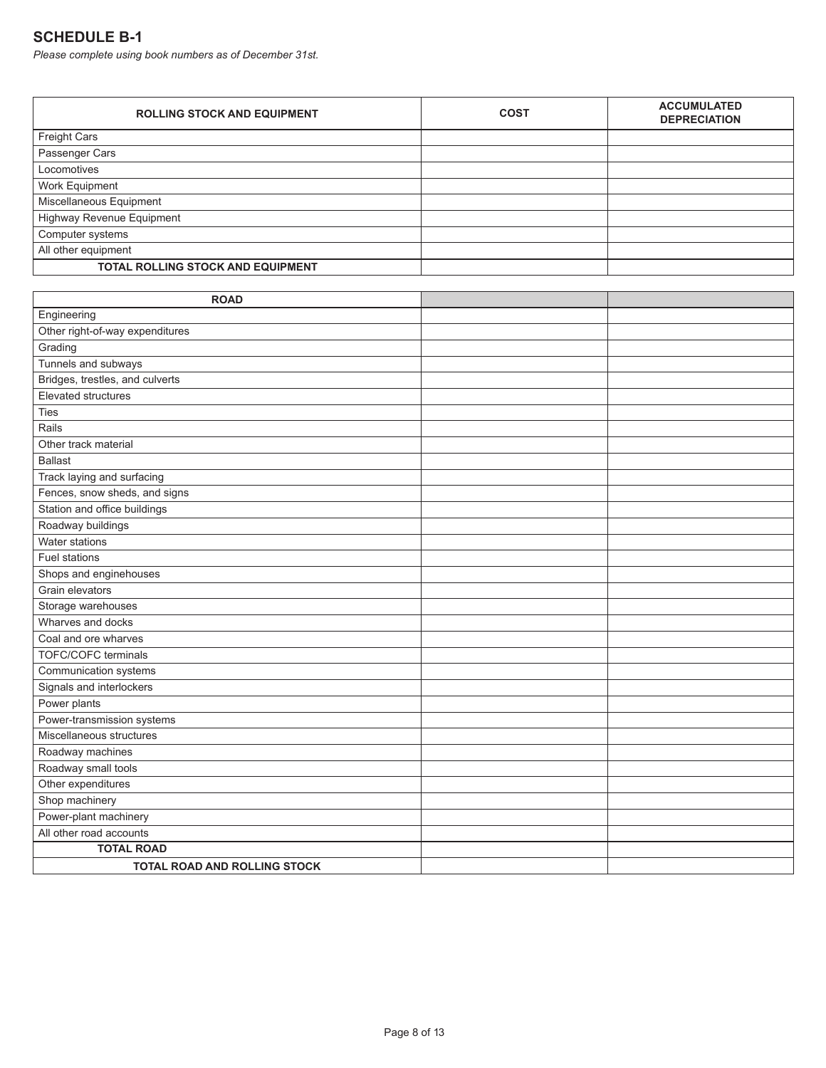## SCHEDULE B-1

*Please complete using book numbers as of December 31st.*

| ROLLING STOCK AND EQUIPMENT | COST | ACCUMULATED DEPRECIATION |
|---|---|---|
| Freight Cars | | |
| Passenger Cars | | |
| Locomotives | | |
| Work Equipment | | |
| Miscellaneous Equipment | | |
| Highway Revenue Equipment | | |
| Computer systems | | |
| All other equipment | | |
| **TOTAL ROLLING STOCK AND EQUIPMENT** | | |

| ROAD | | |
|---|---|---|
| Engineering | | |
| Other right-of-way expenditures | | |
| Grading | | |
| Tunnels and subways | | |
| Bridges, trestles, and culverts | | |
| Elevated structures | | |
| Ties | | |
| Rails | | |
| Other track material | | |
| Ballast | | |
| Track laying and surfacing | | |
| Fences, snow sheds, and signs | | |
| Station and office buildings | | |
| Roadway buildings | | |
| Water stations | | |
| Fuel stations | | |
| Shops and enginehouses | | |
| Grain elevators | | |
| Storage warehouses | | |
| Wharves and docks | | |
| Coal and ore wharves | | |
| TOFC/COFC terminals | | |
| Communication systems | | |
| Signals and interlockers | | |
| Power plants | | |
| Power-transmission systems | | |
| Miscellaneous structures | | |
| Roadway machines | | |
| Roadway small tools | | |
| Other expenditures | | |
| Shop machinery | | |
| Power-plant machinery | | |
| All other road accounts | | |
| **TOTAL ROAD** | | |
| **TOTAL ROAD AND ROLLING STOCK** | | |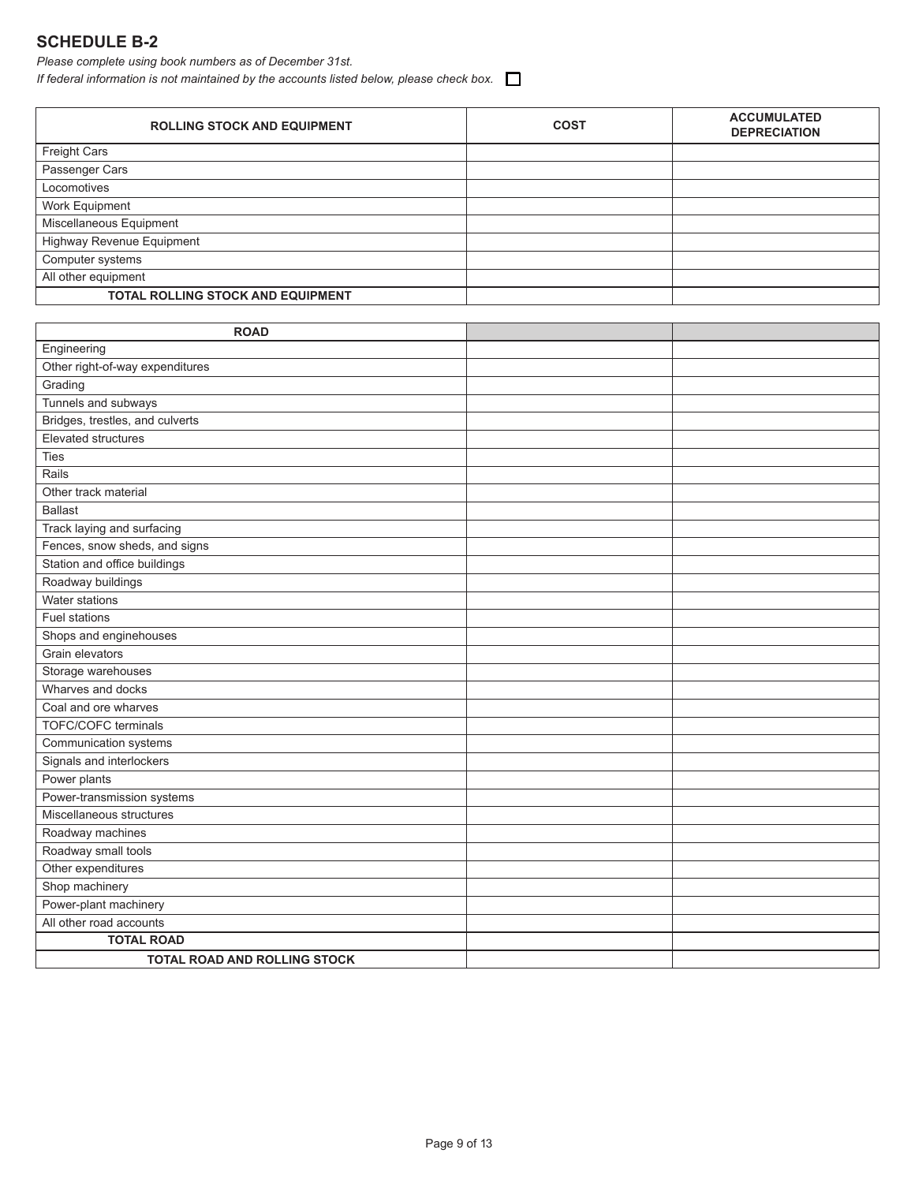## SCHEDULE B-2

*Please complete using book numbers as of December 31st.*

*If federal information is not maintained by the accounts listed below, please check box.* ☐

| ROLLING STOCK AND EQUIPMENT | COST | ACCUMULATED DEPRECIATION |
|---|---|---|
| Freight Cars | | |
| Passenger Cars | | |
| Locomotives | | |
| Work Equipment | | |
| Miscellaneous Equipment | | |
| Highway Revenue Equipment | | |
| Computer systems | | |
| All other equipment | | |
| **TOTAL ROLLING STOCK AND EQUIPMENT** | | |

| ROAD | | |
|---|---|---|
| Engineering | | |
| Other right-of-way expenditures | | |
| Grading | | |
| Tunnels and subways | | |
| Bridges, trestles, and culverts | | |
| Elevated structures | | |
| Ties | | |
| Rails | | |
| Other track material | | |
| Ballast | | |
| Track laying and surfacing | | |
| Fences, snow sheds, and signs | | |
| Station and office buildings | | |
| Roadway buildings | | |
| Water stations | | |
| Fuel stations | | |
| Shops and enginehouses | | |
| Grain elevators | | |
| Storage warehouses | | |
| Wharves and docks | | |
| Coal and ore wharves | | |
| TOFC/COFC terminals | | |
| Communication systems | | |
| Signals and interlockers | | |
| Power plants | | |
| Power-transmission systems | | |
| Miscellaneous structures | | |
| Roadway machines | | |
| Roadway small tools | | |
| Other expenditures | | |
| Shop machinery | | |
| Power-plant machinery | | |
| All other road accounts | | |
| **TOTAL ROAD** | | |
| **TOTAL ROAD AND ROLLING STOCK** | | |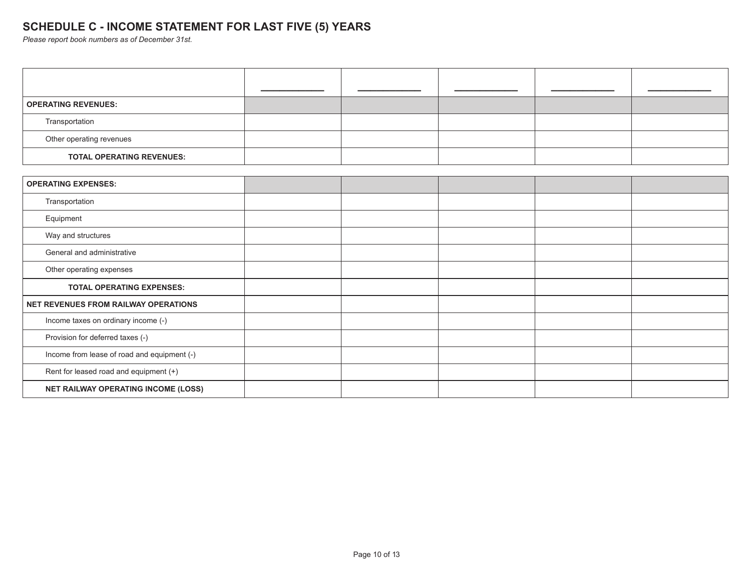## SCHEDULE C - INCOME STATEMENT FOR LAST FIVE (5) YEARS

*Please report book numbers as of December 31st.*

| | ________ | ________ | ________ | ________ | ________ |
|---|---|---|---|---|---|
| **OPERATING REVENUES:** | | | | | |
| Transportation | | | | | |
| Other operating revenues | | | | | |
| **TOTAL OPERATING REVENUES:** | | | | | |
| **OPERATING EXPENSES:** | | | | | |
| Transportation | | | | | |
| Equipment | | | | | |
| Way and structures | | | | | |
| General and administrative | | | | | |
| Other operating expenses | | | | | |
| **TOTAL OPERATING EXPENSES:** | | | | | |
| **NET REVENUES FROM RAILWAY OPERATIONS** | | | | | |
| Income taxes on ordinary income (-) | | | | | |
| Provision for deferred taxes (-) | | | | | |
| Income from lease of road and equipment (-) | | | | | |
| Rent for leased road and equipment (+) | | | | | |
| **NET RAILWAY OPERATING INCOME (LOSS)** | | | | | |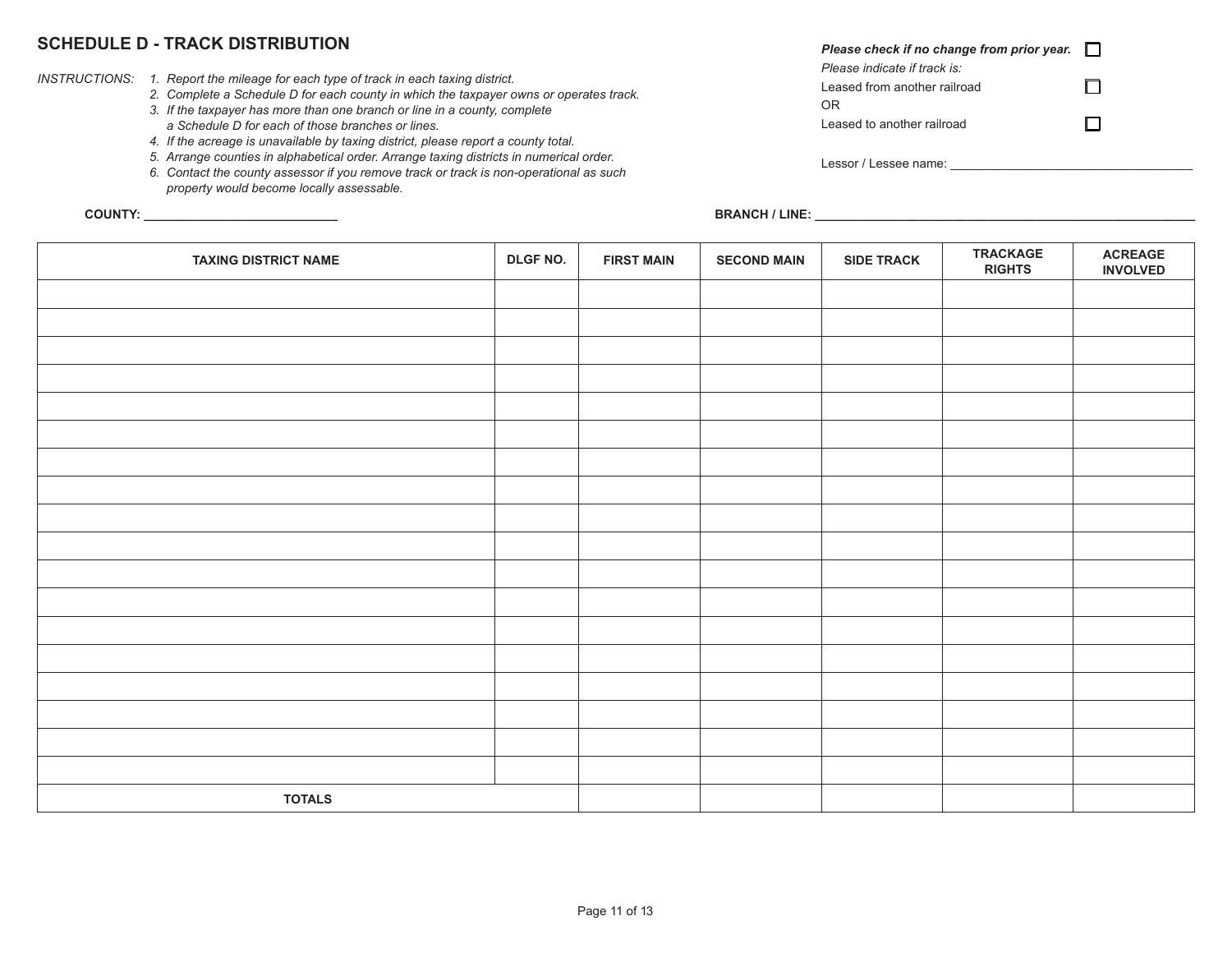## SCHEDULE D - TRACK DISTRIBUTION

*INSTRUCTIONS:*

1. *Report the mileage for each type of track in each taxing district.*
2. *Complete a Schedule D for each county in which the taxpayer owns or operates track.*
3. *If the taxpayer has more than one branch or line in a county, complete a Schedule D for each of those branches or lines.*
4. *If the acreage is unavailable by taxing district, please report a county total.*
5. *Arrange counties in alphabetical order. Arrange taxing districts in numerical order.*
6. *Contact the county assessor if you remove track or track is non-operational as such property would become locally assessable.*

***Please check if no change from prior year.*** ☐

*Please indicate if track is:*

Leased from another railroad ☐

OR

Leased to another railroad ☐

Lessor / Lessee name: ___________________________________

**COUNTY:** ____________________________ **BRANCH / LINE:** ________________________________________________________

| TAXING DISTRICT NAME | DLGF NO. | FIRST MAIN | SECOND MAIN | SIDE TRACK | TRACKAGE RIGHTS | ACREAGE INVOLVED |
|---|---|---|---|---|---|---|
| | | | | | | |
| | | | | | | |
| | | | | | | |
| | | | | | | |
| | | | | | | |
| | | | | | | |
| | | | | | | |
| | | | | | | |
| | | | | | | |
| | | | | | | |
| | | | | | | |
| | | | | | | |
| | | | | | | |
| | | | | | | |
| | | | | | | |
| | | | | | | |
| | | | | | | |
| | | | | | | |
| **TOTALS** | | | | | | |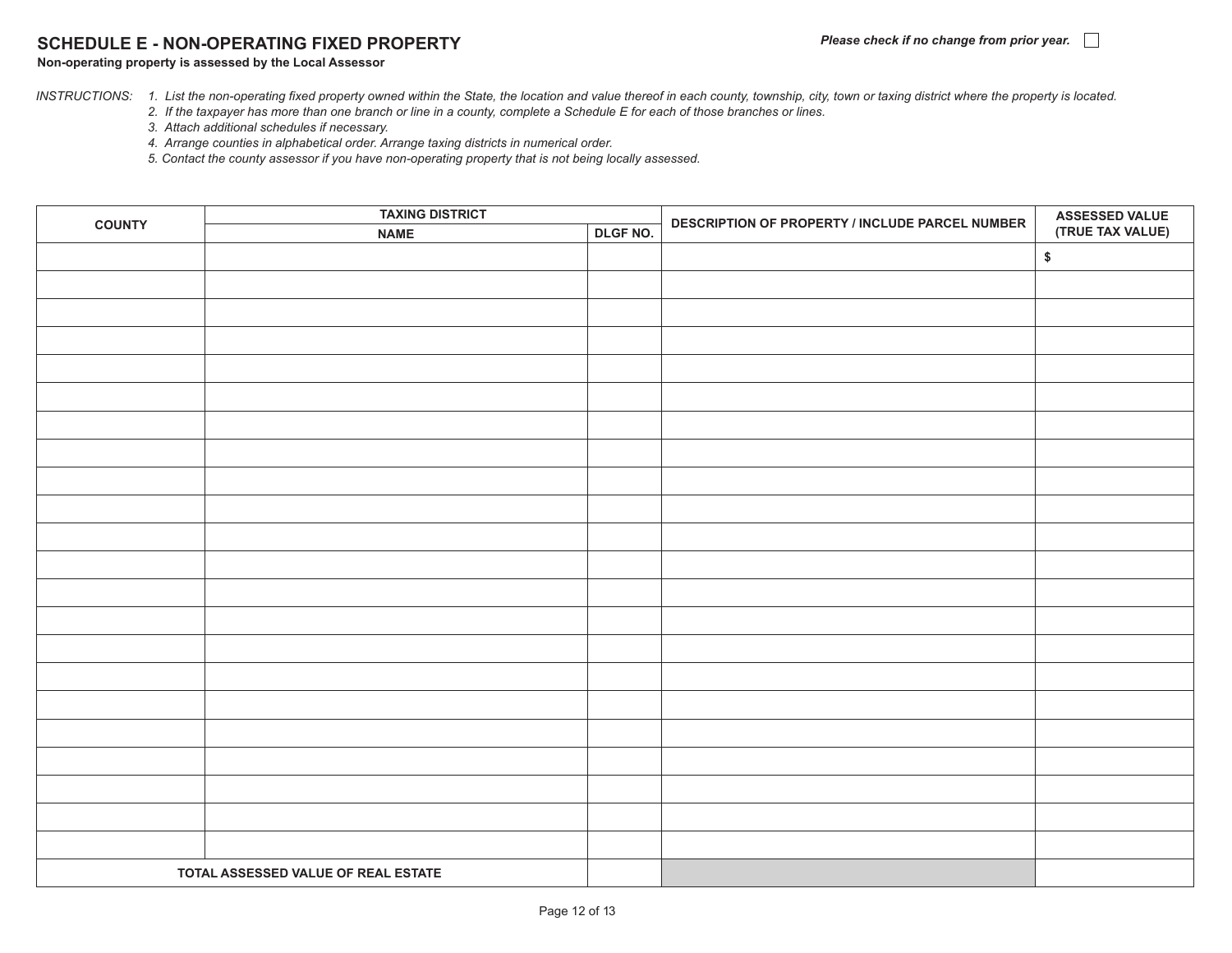## SCHEDULE E - NON-OPERATING FIXED PROPERTY

**Non-operating property is assessed by the Local Assessor**

***Please check if no change from prior year.*** ☐

*INSTRUCTIONS:*

1. *List the non-operating fixed property owned within the State, the location and value thereof in each county, township, city, town or taxing district where the property is located.*
2. *If the taxpayer has more than one branch or line in a county, complete a Schedule E for each of those branches or lines.*
3. *Attach additional schedules if necessary.*
4. *Arrange counties in alphabetical order. Arrange taxing districts in numerical order.*
5. *Contact the county assessor if you have non-operating property that is not being locally assessed.*

| COUNTY | TAXING DISTRICT | | DESCRIPTION OF PROPERTY / INCLUDE PARCEL NUMBER | ASSESSED VALUE (TRUE TAX VALUE) |
|---|---|---|---|---|
| | NAME | DLGF NO. | | |
| | | | | $ |
| | | | | |
| | | | | |
| | | | | |
| | | | | |
| | | | | |
| | | | | |
| | | | | |
| | | | | |
| | | | | |
| | | | | |
| | | | | |
| | | | | |
| | | | | |
| | | | | |
| | | | | |
| | | | | |
| | | | | |
| | | | | |
| | | | | |
| | | | | |
| | | | | |
| **TOTAL ASSESSED VALUE OF REAL ESTATE** | | | | |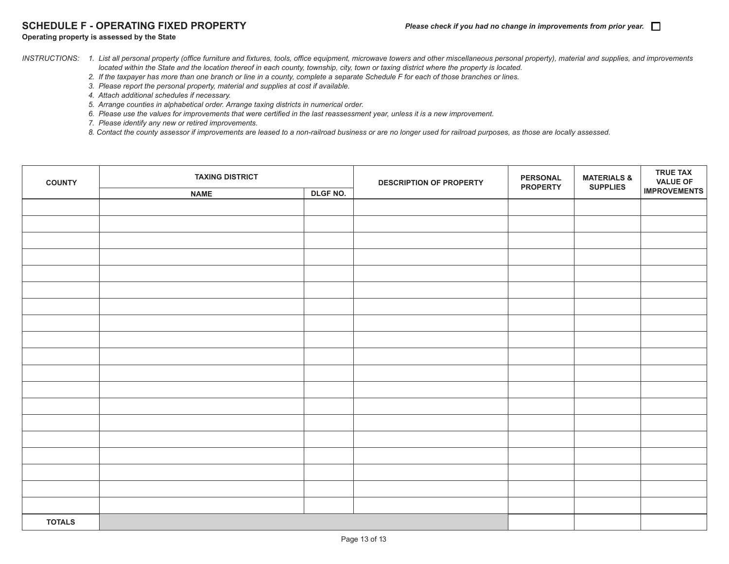## SCHEDULE F - OPERATING FIXED PROPERTY

**Operating property is assessed by the State**

*Please check if you had no change in improvements from prior year.* ☐

*INSTRUCTIONS:*

1. *List all personal property (office furniture and fixtures, tools, office equipment, microwave towers and other miscellaneous personal property), material and supplies, and improvements located within the State and the location thereof in each county, township, city, town or taxing district where the property is located.*
2. *If the taxpayer has more than one branch or line in a county, complete a separate Schedule F for each of those branches or lines.*
3. *Please report the personal property, material and supplies at cost if available.*
4. *Attach additional schedules if necessary.*
5. *Arrange counties in alphabetical order. Arrange taxing districts in numerical order.*
6. *Please use the values for improvements that were certified in the last reassessment year, unless it is a new improvement.*
7. *Please identify any new or retired improvements.*
8. *Contact the county assessor if improvements are leased to a non-railroad business or are no longer used for railroad purposes, as those are locally assessed.*

| COUNTY | TAXING DISTRICT | | DESCRIPTION OF PROPERTY | PERSONAL PROPERTY | MATERIALS & SUPPLIES | TRUE TAX VALUE OF IMPROVEMENTS |
|---|---|---|---|---|---|---|
| | NAME | DLGF NO. | | | | |
| | | | | | | |
| | | | | | | |
| | | | | | | |
| | | | | | | |
| | | | | | | |
| | | | | | | |
| | | | | | | |
| | | | | | | |
| | | | | | | |
| | | | | | | |
| | | | | | | |
| | | | | | | |
| | | | | | | |
| | | | | | | |
| | | | | | | |
| | | | | | | |
| | | | | | | |
| | | | | | | |
| | | | | | | |
| **TOTALS** | | | | | | |